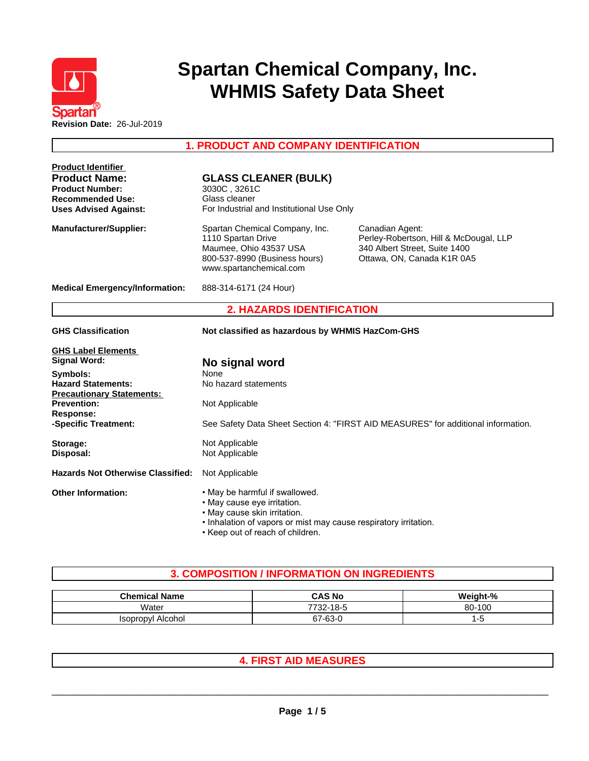# Spartan Chemical Company, Inc.
# WHMIS Safety Data Sheet

**Revision Date:** 26-Jul-2019

## 1. PRODUCT AND COMPANY IDENTIFICATION

**Product Identifier**

**Product Name:** **GLASS CLEANER (BULK)**
**Product Number:** 3030C , 3261C
**Recommended Use:** Glass cleaner
**Uses Advised Against:** For Industrial and Institutional Use Only

**Manufacturer/Supplier:**
Spartan Chemical Company, Inc.
1110 Spartan Drive
Maumee, Ohio 43537 USA
800-537-8990 (Business hours)
www.spartanchemical.com

Canadian Agent:
Perley-Robertson, Hill & McDougal, LLP
340 Albert Street, Suite 1400
Ottawa, ON, Canada K1R 0A5

**Medical Emergency/Information:** 888-314-6171 (24 Hour)

## 2. HAZARDS IDENTIFICATION

**GHS Classification** **Not classified as hazardous by WHMIS HazCom-GHS**

**GHS Label Elements**
**Signal Word:** **No signal word**
**Symbols:** None
**Hazard Statements:** No hazard statements
**Precautionary Statements:**
**Prevention:** Not Applicable
**Response:**
**-Specific Treatment:** See Safety Data Sheet Section 4: "FIRST AID MEASURES" for additional information.

**Storage:** Not Applicable
**Disposal:** Not Applicable

**Hazards Not Otherwise Classified:** Not Applicable

**Other Information:**
- May be harmful if swallowed.
- May cause eye irritation.
- May cause skin irritation.
- Inhalation of vapors or mist may cause respiratory irritation.
- Keep out of reach of children.

## 3. COMPOSITION / INFORMATION ON INGREDIENTS

| Chemical Name | CAS No | Weight-% |
|---|---|---|
| Water | 7732-18-5 | 80-100 |
| Isopropyl Alcohol | 67-63-0 | 1-5 |

## 4. FIRST AID MEASURES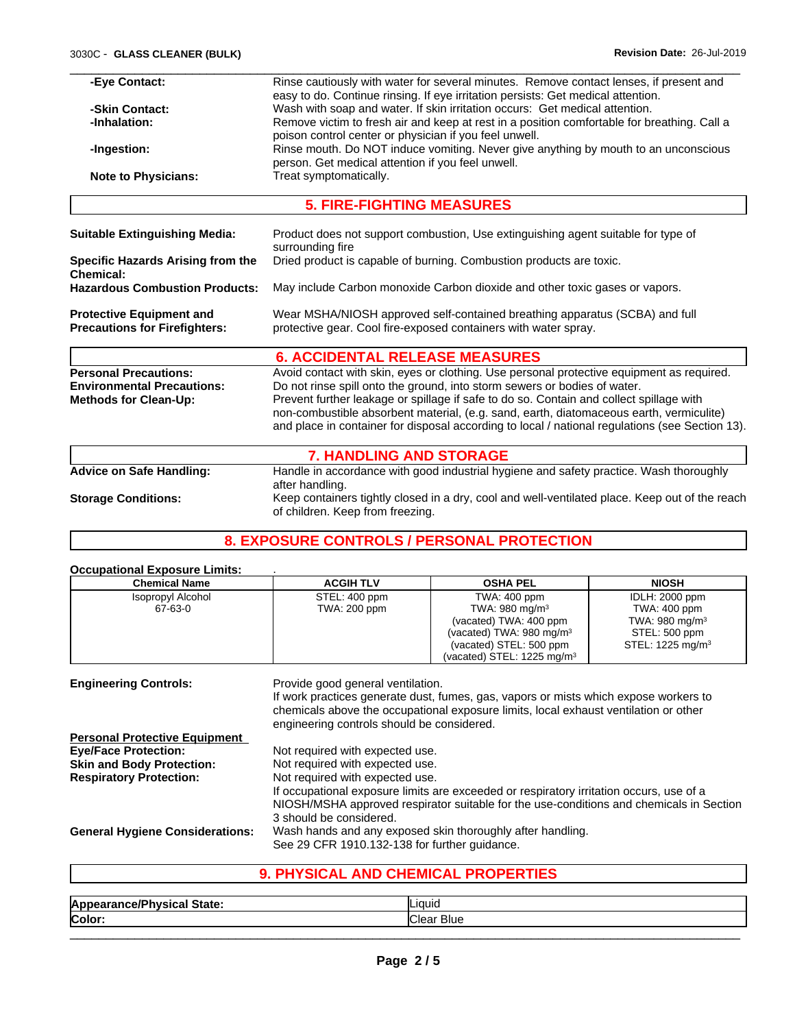**-Eye Contact:** Rinse cautiously with water for several minutes. Remove contact lenses, if present and easy to do. Continue rinsing. If eye irritation persists: Get medical attention.

**-Skin Contact:** Wash with soap and water. If skin irritation occurs: Get medical attention.

**-Inhalation:** Remove victim to fresh air and keep at rest in a position comfortable for breathing. Call a poison control center or physician if you feel unwell.

**-Ingestion:** Rinse mouth. Do NOT induce vomiting. Never give anything by mouth to an unconscious person. Get medical attention if you feel unwell.

**Note to Physicians:** Treat symptomatically.

## 5. FIRE-FIGHTING MEASURES

**Suitable Extinguishing Media:** Product does not support combustion, Use extinguishing agent suitable for type of surrounding fire

**Specific Hazards Arising from the Chemical:** Dried product is capable of burning. Combustion products are toxic.

**Hazardous Combustion Products:** May include Carbon monoxide Carbon dioxide and other toxic gases or vapors.

**Protective Equipment and Precautions for Firefighters:** Wear MSHA/NIOSH approved self-contained breathing apparatus (SCBA) and full protective gear. Cool fire-exposed containers with water spray.

## 6. ACCIDENTAL RELEASE MEASURES

**Personal Precautions:** Avoid contact with skin, eyes or clothing. Use personal protective equipment as required.

**Environmental Precautions:** Do not rinse spill onto the ground, into storm sewers or bodies of water.

**Methods for Clean-Up:** Prevent further leakage or spillage if safe to do so. Contain and collect spillage with non-combustible absorbent material, (e.g. sand, earth, diatomaceous earth, vermiculite) and place in container for disposal according to local / national regulations (see Section 13).

## 7. HANDLING AND STORAGE

**Advice on Safe Handling:** Handle in accordance with good industrial hygiene and safety practice. Wash thoroughly after handling.

**Storage Conditions:** Keep containers tightly closed in a dry, cool and well-ventilated place. Keep out of the reach of children. Keep from freezing.

## 8. EXPOSURE CONTROLS / PERSONAL PROTECTION

**Occupational Exposure Limits:** .

| Chemical Name | ACGIH TLV | OSHA PEL | NIOSH |
|---|---|---|---|
| Isopropyl Alcohol<br>67-63-0 | STEL: 400 ppm<br>TWA: 200 ppm | TWA: 400 ppm<br>TWA: 980 mg/m³<br>(vacated) TWA: 400 ppm<br>(vacated) TWA: 980 mg/m³<br>(vacated) STEL: 500 ppm<br>(vacated) STEL: 1225 mg/m³ | IDLH: 2000 ppm<br>TWA: 400 ppm<br>TWA: 980 mg/m³<br>STEL: 500 ppm<br>STEL: 1225 mg/m³ |

**Engineering Controls:** Provide good general ventilation.
If work practices generate dust, fumes, gas, vapors or mists which expose workers to chemicals above the occupational exposure limits, local exhaust ventilation or other engineering controls should be considered.

**Personal Protective Equipment**

**Eye/Face Protection:** Not required with expected use.

**Skin and Body Protection:** Not required with expected use.

**Respiratory Protection:** Not required with expected use.
If occupational exposure limits are exceeded or respiratory irritation occurs, use of a NIOSH/MSHA approved respirator suitable for the use-conditions and chemicals in Section 3 should be considered.

**General Hygiene Considerations:** Wash hands and any exposed skin thoroughly after handling.
See 29 CFR 1910.132-138 for further guidance.

## 9. PHYSICAL AND CHEMICAL PROPERTIES

| | |
|---|---|
| **Appearance/Physical State:** | Liquid |
| **Color:** | Clear Blue |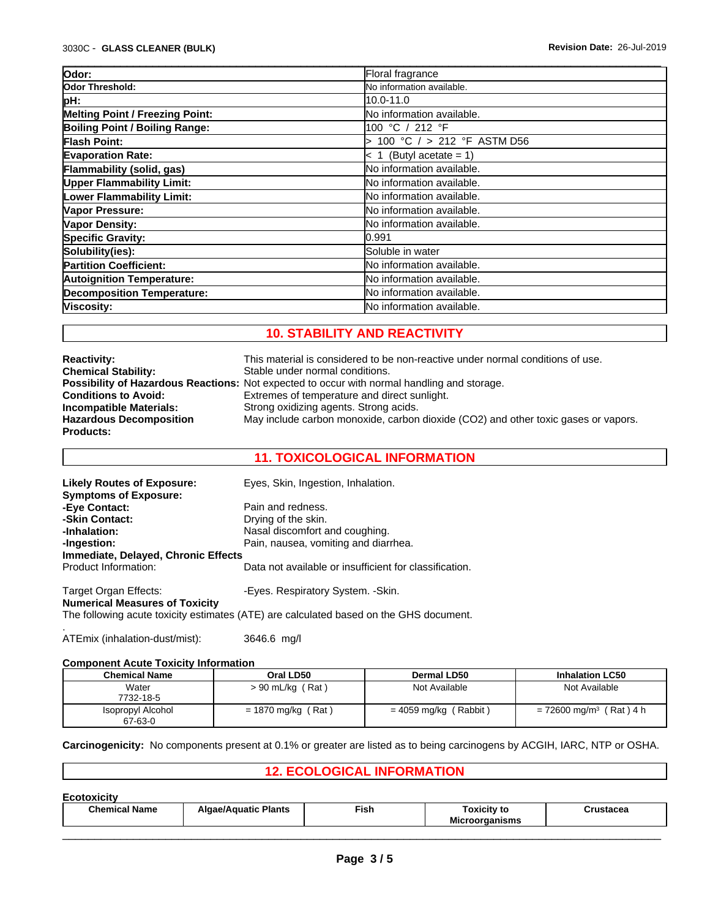| Odor: | Floral fragrance |
|---|---|
| Odor Threshold: | No information available. |
| pH: | 10.0-11.0 |
| Melting Point / Freezing Point: | No information available. |
| Boiling Point / Boiling Range: | 100 °C / 212 °F |
| Flash Point: | > 100 °C / > 212 °F ASTM D56 |
| Evaporation Rate: | < 1 (Butyl acetate = 1) |
| Flammability (solid, gas) | No information available. |
| Upper Flammability Limit: | No information available. |
| Lower Flammability Limit: | No information available. |
| Vapor Pressure: | No information available. |
| Vapor Density: | No information available. |
| Specific Gravity: | 0.991 |
| Solubility(ies): | Soluble in water |
| Partition Coefficient: | No information available. |
| Autoignition Temperature: | No information available. |
| Decomposition Temperature: | No information available. |
| Viscosity: | No information available. |

## 10. STABILITY AND REACTIVITY

**Reactivity:** This material is considered to be non-reactive under normal conditions of use.
**Chemical Stability:** Stable under normal conditions.
**Possibility of Hazardous Reactions:** Not expected to occur with normal handling and storage.
**Conditions to Avoid:** Extremes of temperature and direct sunlight.
**Incompatible Materials:** Strong oxidizing agents. Strong acids.
**Hazardous Decomposition Products:** May include carbon monoxide, carbon dioxide ($CO_2$) and other toxic gases or vapors.

## 11. TOXICOLOGICAL INFORMATION

**Likely Routes of Exposure:** Eyes, Skin, Ingestion, Inhalation.
**Symptoms of Exposure:**
**-Eye Contact:** Pain and redness.
**-Skin Contact:** Drying of the skin.
**-Inhalation:** Nasal discomfort and coughing.
**-Ingestion:** Pain, nausea, vomiting and diarrhea.
**Immediate, Delayed, Chronic Effects**
Product Information: Data not available or insufficient for classification.

Target Organ Effects: -Eyes. Respiratory System. -Skin.
**Numerical Measures of Toxicity**
The following acute toxicity estimates (ATE) are calculated based on the GHS document.
.
ATEmix (inhalation-dust/mist): 3646.6 mg/l

**Component Acute Toxicity Information**

| Chemical Name | Oral LD50 | Dermal LD50 | Inhalation LC50 |
|---|---|---|---|
| Water<br>7732-18-5 | > 90 mL/kg ( Rat ) | Not Available | Not Available |
| Isopropyl Alcohol<br>67-63-0 | = 1870 mg/kg ( Rat ) | = 4059 mg/kg ( Rabbit ) | = 72600 mg/m$^3$ ( Rat ) 4 h |

**Carcinogenicity:** No components present at 0.1% or greater are listed as to being carcinogens by ACGIH, IARC, NTP or OSHA.

## 12. ECOLOGICAL INFORMATION

**Ecotoxicity**

| Chemical Name | Algae/Aquatic Plants | Fish | Toxicity to Microorganisms | Crustacea |
|---|---|---|---|---|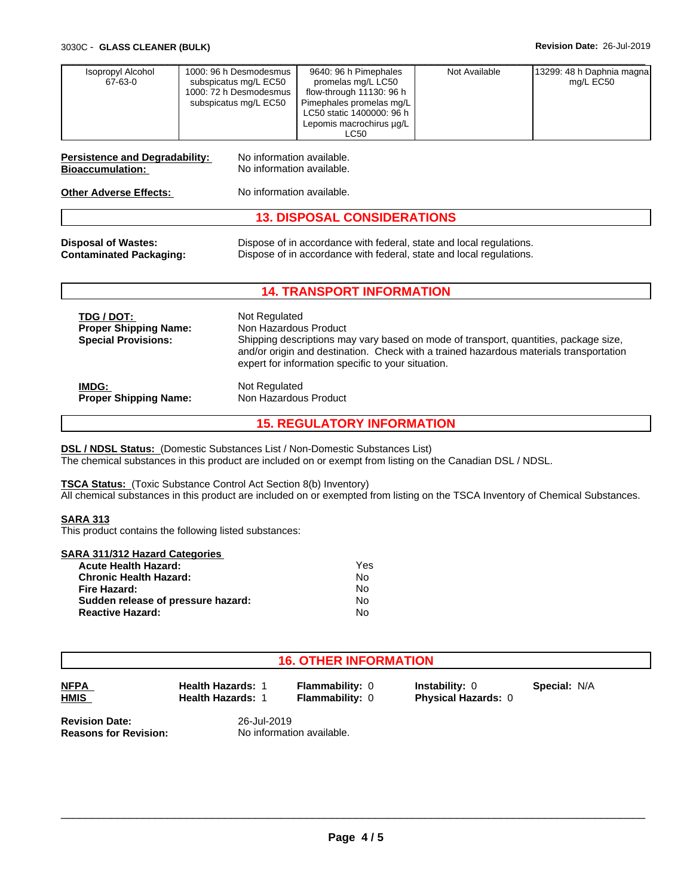| Isopropyl Alcohol 67-63-0 | 1000: 96 h Desmodesmus subspicatus mg/L EC50 1000: 72 h Desmodesmus subspicatus mg/L EC50 | 9640: 96 h Pimephales promelas mg/L LC50 flow-through 11130: 96 h Pimephales promelas mg/L LC50 static 1400000: 96 h Lepomis macrochirus µg/L LC50 | Not Available | 13299: 48 h Daphnia magna mg/L EC50 |
|---|---|---|---|---|

**Persistence and Degradability:** No information available.
**Bioaccumulation:** No information available.

**Other Adverse Effects:** No information available.

## 13. DISPOSAL CONSIDERATIONS

**Disposal of Wastes:** Dispose of in accordance with federal, state and local regulations.
**Contaminated Packaging:** Dispose of in accordance with federal, state and local regulations.

## 14. TRANSPORT INFORMATION

**TDG / DOT:** Not Regulated
**Proper Shipping Name:** Non Hazardous Product
**Special Provisions:** Shipping descriptions may vary based on mode of transport, quantities, package size, and/or origin and destination. Check with a trained hazardous materials transportation expert for information specific to your situation.

**IMDG:** Not Regulated
**Proper Shipping Name:** Non Hazardous Product

## 15. REGULATORY INFORMATION

**DSL / NDSL Status:** (Domestic Substances List / Non-Domestic Substances List)
The chemical substances in this product are included on or exempt from listing on the Canadian DSL / NDSL.

**TSCA Status:** (Toxic Substance Control Act Section 8(b) Inventory)
All chemical substances in this product are included on or exempted from listing on the TSCA Inventory of Chemical Substances.

**SARA 313**
This product contains the following listed substances:

**SARA 311/312 Hazard Categories**

| | |
|---|---|
| **Acute Health Hazard:** | Yes |
| **Chronic Health Hazard:** | No |
| **Fire Hazard:** | No |
| **Sudden release of pressure hazard:** | No |
| **Reactive Hazard:** | No |

## 16. OTHER INFORMATION

| | | | | |
|---|---|---|---|---|
| **NFPA** | **Health Hazards:** 1 | **Flammability:** 0 | **Instability:** 0 | **Special:** N/A |
| **HMIS** | **Health Hazards:** 1 | **Flammability:** 0 | **Physical Hazards:** 0 | |

**Revision Date:** 26-Jul-2019
**Reasons for Revision:** No information available.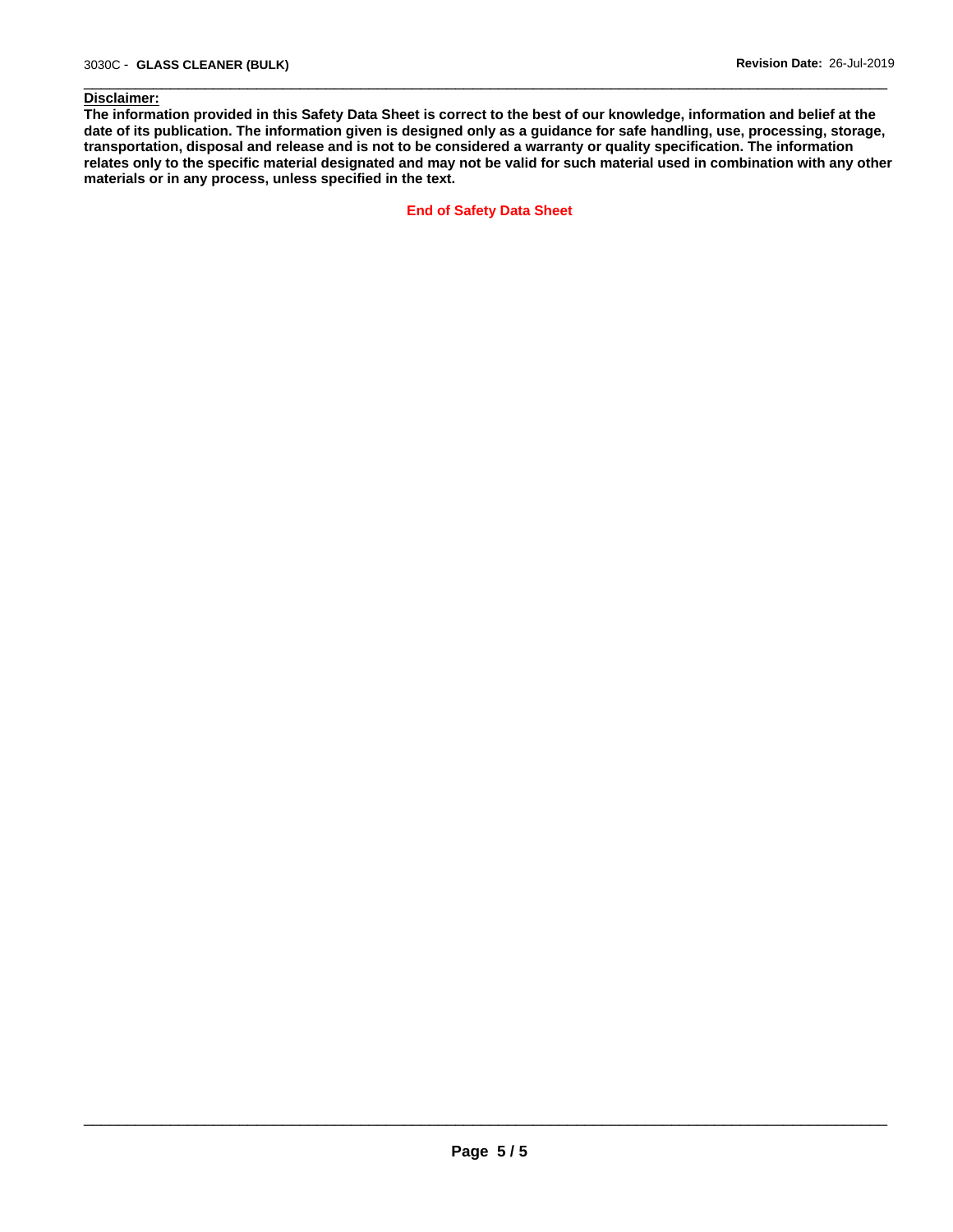**Disclaimer:**

**The information provided in this Safety Data Sheet is correct to the best of our knowledge, information and belief at the date of its publication. The information given is designed only as a guidance for safe handling, use, processing, storage, transportation, disposal and release and is not to be considered a warranty or quality specification. The information relates only to the specific material designated and may not be valid for such material used in combination with any other materials or in any process, unless specified in the text.**

**End of Safety Data Sheet**